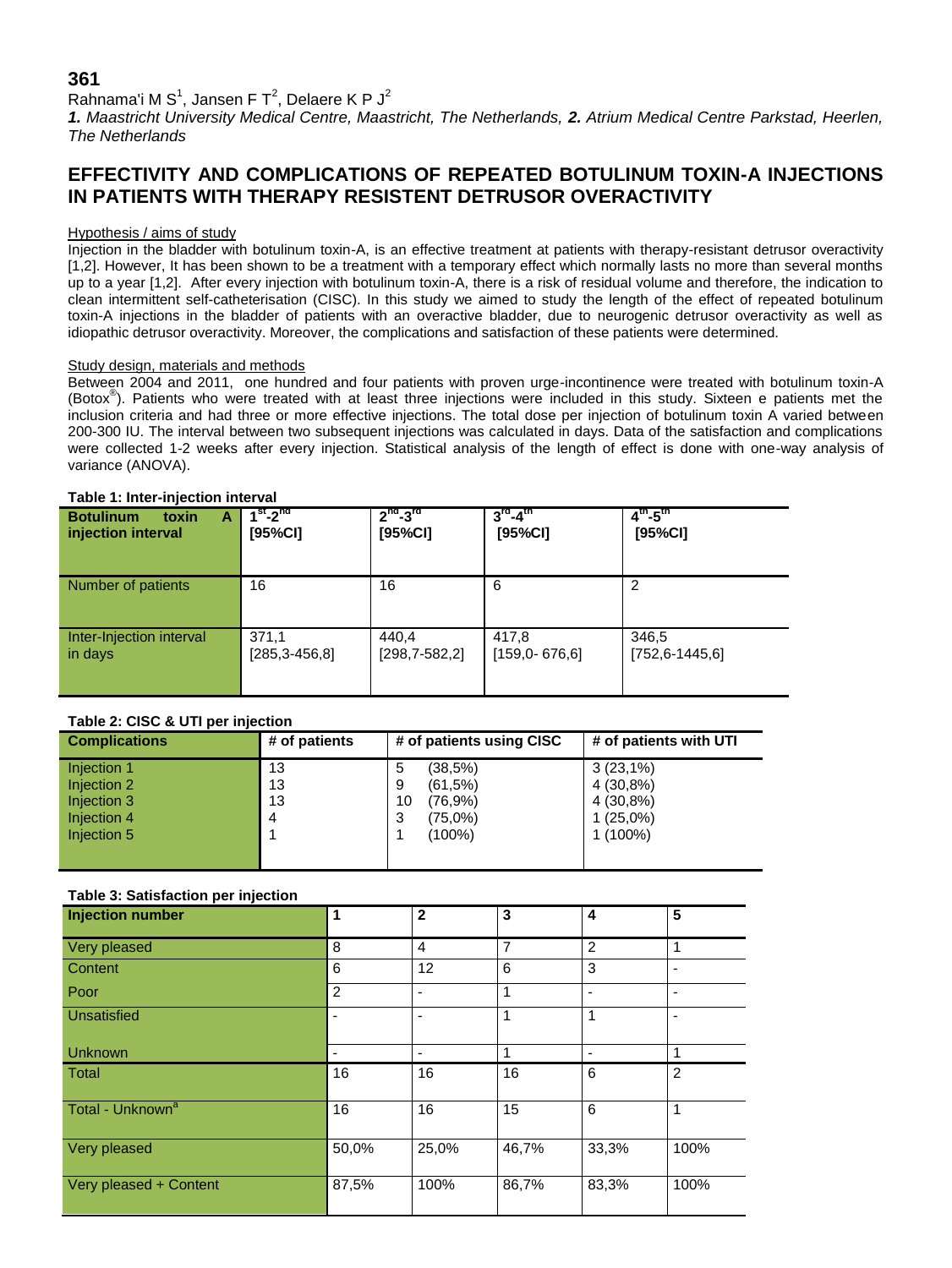**361**

Rahnama'i M S[1], Jansen F T[2], Delaere K P J[2]

***1.** Maastricht University Medical Centre, Maastricht, The Netherlands, **2.** Atrium Medical Centre Parkstad, Heerlen, The Netherlands*

## EFFECTIVITY AND COMPLICATIONS OF REPEATED BOTULINUM TOXIN-A INJECTIONS IN PATIENTS WITH THERAPY RESISTENT DETRUSOR OVERACTIVITY

### Hypothesis / aims of study

Injection in the bladder with botulinum toxin-A, is an effective treatment at patients with therapy-resistant detrusor overactivity [1,2]. However, It has been shown to be a treatment with a temporary effect which normally lasts no more than several months up to a year [1,2]. After every injection with botulinum toxin-A, there is a risk of residual volume and therefore, the indication to clean intermittent self-catheterisation (CISC). In this study we aimed to study the length of the effect of repeated botulinum toxin-A injections in the bladder of patients with an overactive bladder, due to neurogenic detrusor overactivity as well as idiopathic detrusor overactivity. Moreover, the complications and satisfaction of these patients were determined.

### Study design, materials and methods

Between 2004 and 2011, one hundred and four patients with proven urge-incontinence were treated with botulinum toxin-A (Botox®). Patients who were treated with at least three injections were included in this study. Sixteen e patients met the inclusion criteria and had three or more effective injections. The total dose per injection of botulinum toxin A varied between 200-300 IU. The interval between two subsequent injections was calculated in days. Data of the satisfaction and complications were collected 1-2 weeks after every injection. Statistical analysis of the length of effect is done with one-way analysis of variance (ANOVA).

**Table 1: Inter-injection interval**

| **Botulinum toxin A injection interval** | **$1^{st}$-$2^{nd}$ [95%CI]** | **$2^{nd}$-$3^{rd}$ [95%CI]** | **$3^{rd}$-$4^{th}$ [95%CI]** | **$4^{th}$-$5^{th}$ [95%CI]** |
|---|---|---|---|---|
| Number of patients | 16 | 16 | 6 | 2 |
| Inter-Injection interval in days | 371,1 [285,3-456,8] | 440,4 [298,7-582,2] | 417,8 [159,0- 676,6] | 346,5 [752,6-1445,6] |

**Table 2: CISC & UTI per injection**

| **Complications** | **# of patients** | **# of patients using CISC** | **# of patients with UTI** |
|---|---|---|---|
| Injection 1 | 13 | 5 (38,5%) | 3 (23,1%) |
| Injection 2 | 13 | 9 (61,5%) | 4 (30,8%) |
| Injection 3 | 13 | 10 (76,9%) | 4 (30,8%) |
| Injection 4 | 4 | 3 (75,0%) | 1 (25,0%) |
| Injection 5 | 1 | 1 (100%) | 1 (100%) |

**Table 3: Satisfaction per injection**

| **Injection number** | **1** | **2** | **3** | **4** | **5** |
|---|---|---|---|---|---|
| Very pleased | 8 | 4 | 7 | 2 | 1 |
| Content | 6 | 12 | 6 | 3 | - |
| Poor | 2 | - | 1 | - | - |
| Unsatisfied | - | - | 1 | 1 | - |
| Unknown | - | - | 1 | - | 1 |
| Total | 16 | 16 | 16 | 6 | 2 |
| Total - Unknown[a] | 16 | 16 | 15 | 6 | 1 |
| Very pleased | 50,0% | 25,0% | 46,7% | 33,3% | 100% |
| Very pleased + Content | 87,5% | 100% | 86,7% | 83,3% | 100% |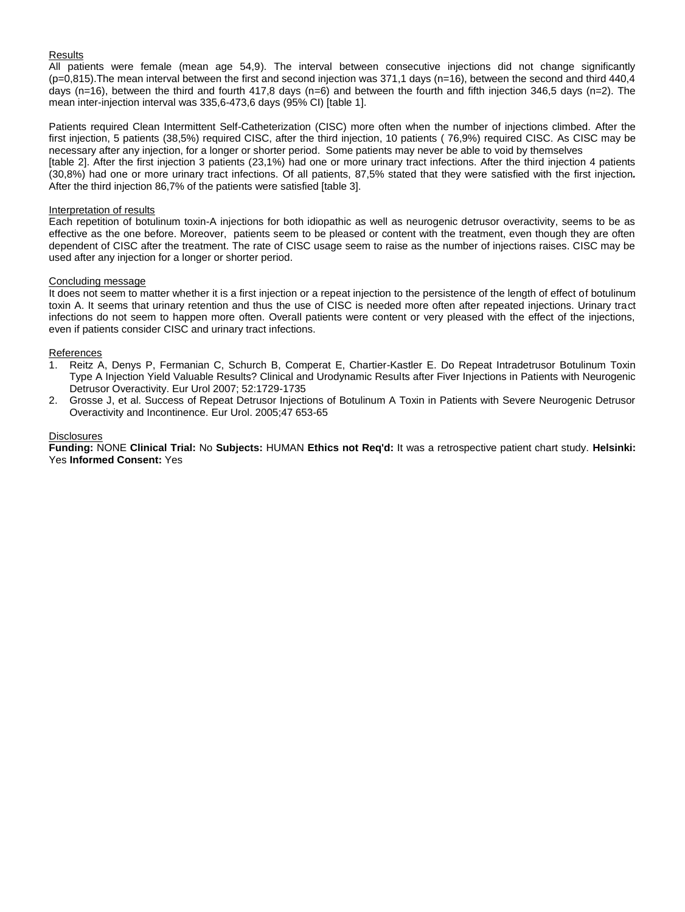## Results

All patients were female (mean age 54,9). The interval between consecutive injections did not change significantly (p=0,815).The mean interval between the first and second injection was 371,1 days (n=16), between the second and third 440,4 days (n=16), between the third and fourth 417,8 days (n=6) and between the fourth and fifth injection 346,5 days (n=2). The mean inter-injection interval was 335,6-473,6 days (95% CI) [table 1].

Patients required Clean Intermittent Self-Catheterization (CISC) more often when the number of injections climbed. After the first injection, 5 patients (38,5%) required CISC, after the third injection, 10 patients ( 76,9%) required CISC. As CISC may be necessary after any injection, for a longer or shorter period. Some patients may never be able to void by themselves [table 2]. After the first injection 3 patients (23,1%) had one or more urinary tract infections. After the third injection 4 patients (30,8%) had one or more urinary tract infections. Of all patients, 87,5% stated that they were satisfied with the first injection**.** After the third injection 86,7% of the patients were satisfied [table 3].

## Interpretation of results

Each repetition of botulinum toxin-A injections for both idiopathic as well as neurogenic detrusor overactivity, seems to be as effective as the one before. Moreover, patients seem to be pleased or content with the treatment, even though they are often dependent of CISC after the treatment. The rate of CISC usage seem to raise as the number of injections raises. CISC may be used after any injection for a longer or shorter period.

## Concluding message

It does not seem to matter whether it is a first injection or a repeat injection to the persistence of the length of effect of botulinum toxin A. It seems that urinary retention and thus the use of CISC is needed more often after repeated injections. Urinary tract infections do not seem to happen more often. Overall patients were content or very pleased with the effect of the injections, even if patients consider CISC and urinary tract infections.

## References

1. Reitz A, Denys P, Fermanian C, Schurch B, Comperat E, Chartier-Kastler E. Do Repeat Intradetrusor Botulinum Toxin Type A Injection Yield Valuable Results? Clinical and Urodynamic Results after Fiver Injections in Patients with Neurogenic Detrusor Overactivity. Eur Urol 2007; 52:1729-1735
2. Grosse J, et al. Success of Repeat Detrusor Injections of Botulinum A Toxin in Patients with Severe Neurogenic Detrusor Overactivity and Incontinence. Eur Urol. 2005;47 653-65

## Disclosures

**Funding:** NONE **Clinical Trial:** No **Subjects:** HUMAN **Ethics not Req'd:** It was a retrospective patient chart study. **Helsinki:** Yes **Informed Consent:** Yes